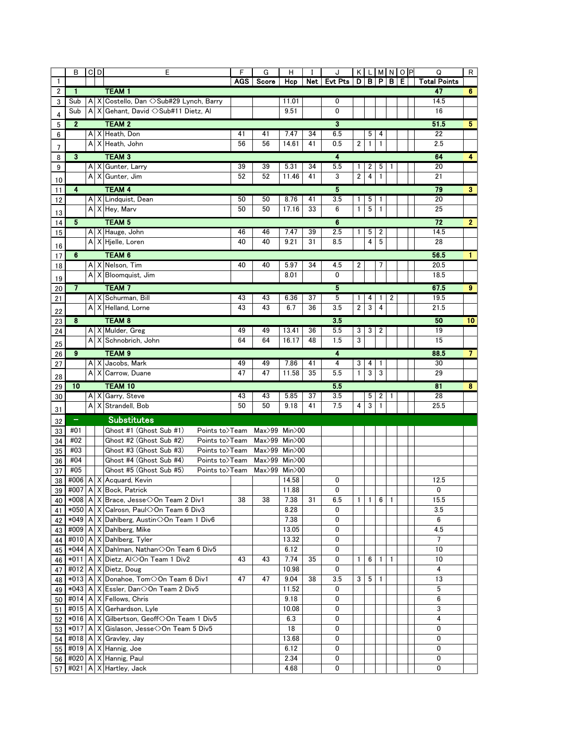| | B | C | D | E | F | G | H | I | J | K | L | M | N | O | P | Q | R |
|---|---|---|---|---|---|---|---|---|---|---|---|---|---|---|---|---|---|
| 1 | | | | | **AGS** | **Score** | **Hcp** | **Net** | **Evt Pts** | **D** | **B** | **P** | **B** | **E** | | **Total Points** | |
| 2 | **1** | | | **TEAM 1** | | | | | | | | | | | | **47** | **6** |
| 3 | Sub | A | X | Costello, Dan <>Sub#29 Lynch, Barry | | | 11.01 | | 0 | | | | | | | 14.5 | |
| 4 | Sub | A | X | Gehant, David <>Sub#11 Dietz, Al | | | 9.51 | | 0 | | | | | | | 16 | |
| 5 | **2** | | | **TEAM 2** | | | | | **3** | | | | | | | **51.5** | **5** |
| 6 | | A | X | Heath, Don | 41 | 41 | 7.47 | 34 | 6.5 | | 5 | 4 | | | | 22 | |
| 7 | | A | X | Heath, John | 56 | 56 | 14.61 | 41 | 0.5 | 2 | 1 | 1 | | | | 2.5 | |
| 8 | **3** | | | **TEAM 3** | | | | | **4** | | | | | | | **64** | **4** |
| 9 | | A | X | Gunter, Larry | 39 | 39 | 5.31 | 34 | 5.5 | 1 | 2 | 5 | 1 | | | 20 | |
| 10 | | A | X | Gunter, Jim | 52 | 52 | 11.46 | 41 | 3 | 2 | 4 | 1 | | | | 21 | |
| 11 | **4** | | | **TEAM 4** | | | | | **5** | | | | | | | **79** | **3** |
| 12 | | A | X | Lindquist, Dean | 50 | 50 | 8.76 | 41 | 3.5 | 1 | 5 | 1 | | | | 20 | |
| 13 | | A | X | Hey, Marv | 50 | 50 | 17.16 | 33 | 6 | 1 | 5 | 1 | | | | 25 | |
| 14 | **5** | | | **TEAM 5** | | | | | **6** | | | | | | | **72** | **2** |
| 15 | | A | X | Hauge, John | 46 | 46 | 7.47 | 39 | 2.5 | 1 | 5 | 2 | | | | 14.5 | |
| 16 | | A | X | Hjelle, Loren | 40 | 40 | 9.21 | 31 | 8.5 | | 4 | 5 | | | | 28 | |
| 17 | **6** | | | **TEAM 6** | | | | | | | | | | | | **56.5** | **1** |
| 18 | | A | X | Nelson, Tim | 40 | 40 | 5.97 | 34 | 4.5 | 2 | | 7 | | | | 20.5 | |
| 19 | | A | X | Bloomquist, Jim | | | 8.01 | | 0 | | | | | | | 18.5 | |
| 20 | **7** | | | **TEAM 7** | | | | | **5** | | | | | | | **67.5** | **9** |
| 21 | | A | X | Schurman, Bill | 43 | 43 | 6.36 | 37 | 5 | 1 | 4 | 1 | 2 | | | 19.5 | |
| 22 | | A | X | Helland, Lorne | 43 | 43 | 6.7 | 36 | 3.5 | 2 | 3 | 4 | | | | 21.5 | |
| 23 | **8** | | | **TEAM 8** | | | | | **3.5** | | | | | | | **50** | **10** |
| 24 | | A | X | Mulder, Greg | 49 | 49 | 13.41 | 36 | 5.5 | 3 | 3 | 2 | | | | 19 | |
| 25 | | A | X | Schnobrich, John | 64 | 64 | 16.17 | 48 | 1.5 | 3 | | | | | | 15 | |
| 26 | **9** | | | **TEAM 9** | | | | | **4** | | | | | | | **88.5** | **7** |
| 27 | | A | X | Jacobs, Mark | 49 | 49 | 7.86 | 41 | 4 | 3 | 4 | 1 | | | | 30 | |
| 28 | | A | X | Carrow, Duane | 47 | 47 | 11.58 | 35 | 5.5 | 1 | 3 | 3 | | | | 29 | |
| 29 | **10** | | | **TEAM 10** | | | | | **5.5** | | | | | | | **81** | **8** |
| 30 | | A | X | Garry, Steve | 43 | 43 | 5.85 | 37 | 3.5 | | 5 | 2 | 1 | | | 28 | |
| 31 | | A | X | Strandell, Bob | 50 | 50 | 9.18 | 41 | 7.5 | 4 | 3 | 1 | | | | 25.5 | |
| 32 | **–** | | | **Substitutes** | | | | | | | | | | | | | |
| 33 | #01 | | | Ghost #1 (Ghost Sub #1) | Points to>Team | Max>99 | Min>00 | | | | | | | | | | |
| 34 | #02 | | | Ghost #2 (Ghost Sub #2) | Points to>Team | Max>99 | Min>00 | | | | | | | | | | |
| 35 | #03 | | | Ghost #3 (Ghost Sub #3) | Points to>Team | Max>99 | Min>00 | | | | | | | | | | |
| 36 | #04 | | | Ghost #4 (Ghost Sub #4) | Points to>Team | Max>99 | Min>00 | | | | | | | | | | |
| 37 | #05 | | | Ghost #5 (Ghost Sub #5) | Points to>Team | Max>99 | Min>00 | | | | | | | | | | |
| 38 | #006 | A | X | Acquard, Kevin | | | 14.58 | | 0 | | | | | | | 12.5 | |
| 39 | #007 | A | X | Bock, Patrick | | | 11.88 | | 0 | | | | | | | 0 | |
| 40 | *008 | A | X | Brace, Jesse<>On Team 2 Div1 | 38 | 38 | 7.38 | 31 | 6.5 | 1 | 1 | 6 | 1 | | | 15.5 | |
| 41 | *050 | A | X | Calrosn, Paul<>On Team 6 Div3 | | | 8.28 | | 0 | | | | | | | 3.5 | |
| 42 | *049 | A | X | Dahlberg, Austin<>On Team 1 Div6 | | | 7.38 | | 0 | | | | | | | 6 | |
| 43 | #009 | A | X | Dahlberg, Mike | | | 13.05 | | 0 | | | | | | | 4.5 | |
| 44 | #010 | A | X | Dahlberg, Tyler | | | 13.32 | | 0 | | | | | | | 7 | |
| 45 | *044 | A | X | Dahlman, Nathan<>On Team 6 Div5 | | | 6.12 | | 0 | | | | | | | 10 | |
| 46 | *011 | A | X | Dietz, Al<>On Team 1 Div2 | 43 | 43 | 7.74 | 35 | 0 | 1 | 6 | 1 | 1 | | | 10 | |
| 47 | #012 | A | X | Dietz, Doug | | | 10.98 | | 0 | | | | | | | 4 | |
| 48 | *013 | A | X | Donahoe, Tom<>On Team 6 Div1 | 47 | 47 | 9.04 | 38 | 3.5 | 3 | 5 | 1 | | | | 13 | |
| 49 | *043 | A | X | Essler, Dan<>On Team 2 Div5 | | | 11.52 | | 0 | | | | | | | 5 | |
| 50 | #014 | A | X | Fellows, Chris | | | 9.18 | | 0 | | | | | | | 6 | |
| 51 | #015 | A | X | Gerhardson, Lyle | | | 10.08 | | 0 | | | | | | | 3 | |
| 52 | *016 | A | X | Gilbertson, Geoff<>On Team 1 Div5 | | | 6.3 | | 0 | | | | | | | 4 | |
| 53 | *017 | A | X | Gislason, Jesse<>On Team 5 Div5 | | | 18 | | 0 | | | | | | | 0 | |
| 54 | #018 | A | X | Gravley, Jay | | | 13.68 | | 0 | | | | | | | 0 | |
| 55 | #019 | A | X | Hannig, Joe | | | 6.12 | | 0 | | | | | | | 0 | |
| 56 | #020 | A | X | Hannig, Paul | | | 2.34 | | 0 | | | | | | | 0 | |
| 57 | #021 | A | X | Hartley, Jack | | | 4.68 | | 0 | | | | | | | 0 | |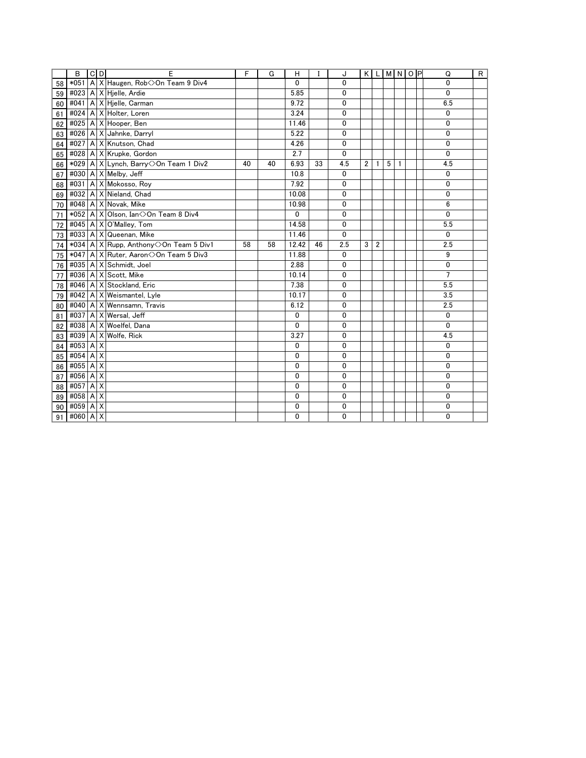| | B | C | D | E | F | G | H | I | J | K | L | M | N | O | P | Q | R |
|---|---|---|---|---|---|---|---|---|---|---|---|---|---|---|---|---|---|
| 58 | *051 | A | X | Haugen, Rob◇On Team 9 Div4 | | | 0 | | 0 | | | | | | | 0 | |
| 59 | #023 | A | X | Hjelle, Ardie | | | 5.85 | | 0 | | | | | | | 0 | |
| 60 | #041 | A | X | Hjelle, Carman | | | 9.72 | | 0 | | | | | | | 6.5 | |
| 61 | #024 | A | X | Holter, Loren | | | 3.24 | | 0 | | | | | | | 0 | |
| 62 | #025 | A | X | Hooper, Ben | | | 11.46 | | 0 | | | | | | | 0 | |
| 63 | #026 | A | X | Jahnke, Darryl | | | 5.22 | | 0 | | | | | | | 0 | |
| 64 | #027 | A | X | Knutson, Chad | | | 4.26 | | 0 | | | | | | | 0 | |
| 65 | #028 | A | X | Krupke, Gordon | | | 2.7 | | 0 | | | | | | | 0 | |
| 66 | *029 | A | X | Lynch, Barry◇On Team 1 Div2 | 40 | 40 | 6.93 | 33 | 4.5 | 2 | 1 | 5 | 1 | | | 4.5 | |
| 67 | #030 | A | X | Melby, Jeff | | | 10.8 | | 0 | | | | | | | 0 | |
| 68 | #031 | A | X | Mokosso, Roy | | | 7.92 | | 0 | | | | | | | 0 | |
| 69 | #032 | A | X | Nieland, Chad | | | 10.08 | | 0 | | | | | | | 0 | |
| 70 | #048 | A | X | Novak, Mike | | | 10.98 | | 0 | | | | | | | 6 | |
| 71 | *052 | A | X | Olson, Ian◇On Team 8 Div4 | | | 0 | | 0 | | | | | | | 0 | |
| 72 | #045 | A | X | O'Malley, Tom | | | 14.58 | | 0 | | | | | | | 5.5 | |
| 73 | #033 | A | X | Queenan, Mike | | | 11.46 | | 0 | | | | | | | 0 | |
| 74 | *034 | A | X | Rupp, Anthony◇On Team 5 Div1 | 58 | 58 | 12.42 | 46 | 2.5 | 3 | 2 | | | | | 2.5 | |
| 75 | *047 | A | X | Ruter, Aaron◇On Team 5 Div3 | | | 11.88 | | 0 | | | | | | | 9 | |
| 76 | #035 | A | X | Schmidt, Joel | | | 2.88 | | 0 | | | | | | | 0 | |
| 77 | #036 | A | X | Scott, Mike | | | 10.14 | | 0 | | | | | | | 7 | |
| 78 | #046 | A | X | Stockland, Eric | | | 7.38 | | 0 | | | | | | | 5.5 | |
| 79 | #042 | A | X | Weismantel, Lyle | | | 10.17 | | 0 | | | | | | | 3.5 | |
| 80 | #040 | A | X | Wennsamn, Travis | | | 6.12 | | 0 | | | | | | | 2.5 | |
| 81 | #037 | A | X | Wersal, Jeff | | | 0 | | 0 | | | | | | | 0 | |
| 82 | #038 | A | X | Woelfel, Dana | | | 0 | | 0 | | | | | | | 0 | |
| 83 | #039 | A | X | Wolfe, Rick | | | 3.27 | | 0 | | | | | | | 4.5 | |
| 84 | #053 | A | X | | | | 0 | | 0 | | | | | | | 0 | |
| 85 | #054 | A | X | | | | 0 | | 0 | | | | | | | 0 | |
| 86 | #055 | A | X | | | | 0 | | 0 | | | | | | | 0 | |
| 87 | #056 | A | X | | | | 0 | | 0 | | | | | | | 0 | |
| 88 | #057 | A | X | | | | 0 | | 0 | | | | | | | 0 | |
| 89 | #058 | A | X | | | | 0 | | 0 | | | | | | | 0 | |
| 90 | #059 | A | X | | | | 0 | | 0 | | | | | | | 0 | |
| 91 | #060 | A | X | | | | 0 | | 0 | | | | | | | 0 | |